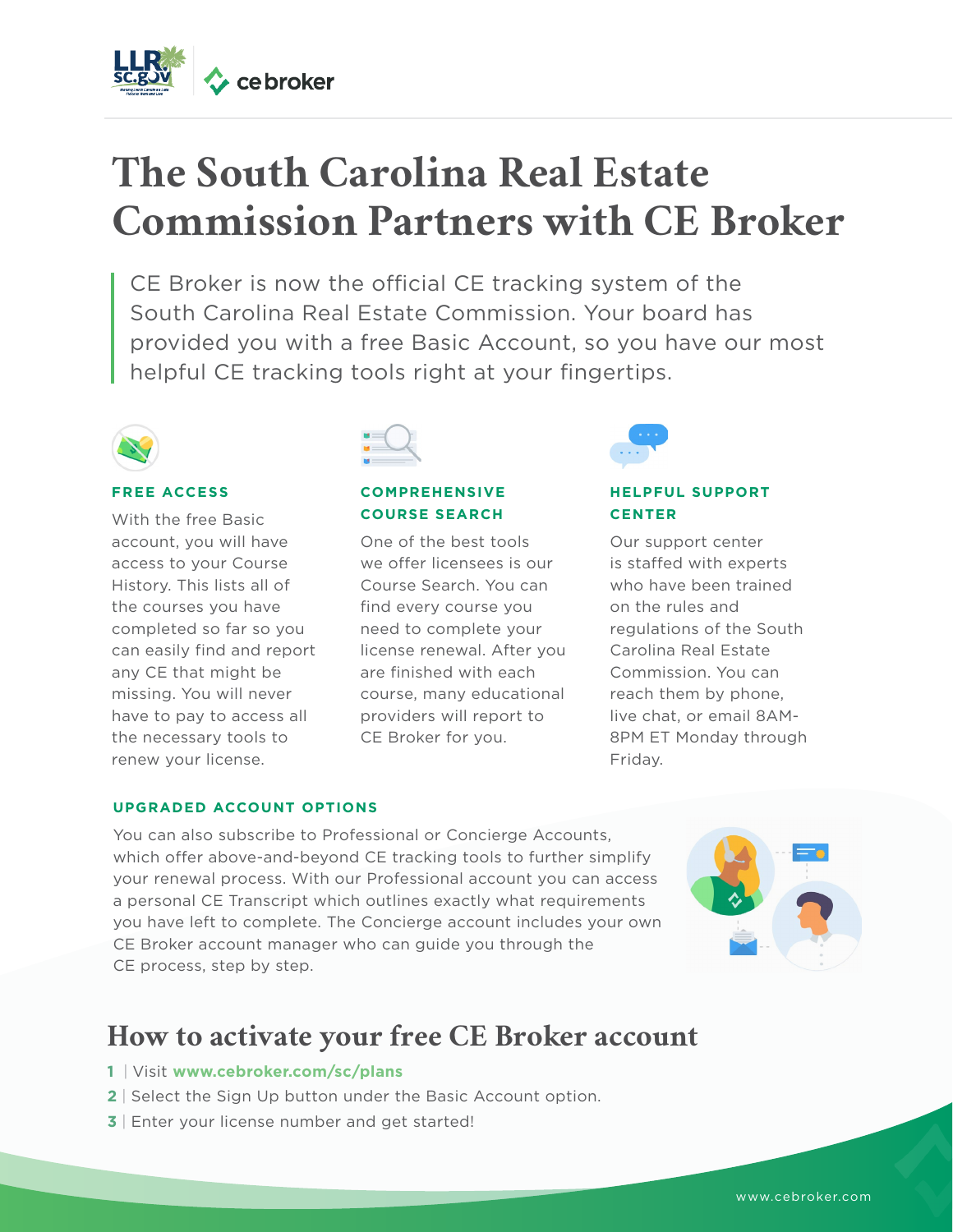# The South Carolina Real Estate Commission Partners with CE Broker

CE Broker is now the official CE tracking system of the South Carolina Real Estate Commission. Your board has provided you with a free Basic Account, so you have our most helpful CE tracking tools right at your fingertips.

### FREE ACCESS

With the free Basic account, you will have access to your Course History. This lists all of the courses you have completed so far so you can easily find and report any CE that might be missing. You will never have to pay to access all the necessary tools to renew your license.

### COMPREHENSIVE COURSE SEARCH

One of the best tools we offer licensees is our Course Search. You can find every course you need to complete your license renewal. After you are finished with each course, many educational providers will report to CE Broker for you.

### HELPFUL SUPPORT CENTER

Our support center is staffed with experts who have been trained on the rules and regulations of the South Carolina Real Estate Commission. You can reach them by phone, live chat, or email 8AM-8PM ET Monday through Friday.

### UPGRADED ACCOUNT OPTIONS

You can also subscribe to Professional or Concierge Accounts, which offer above-and-beyond CE tracking tools to further simplify your renewal process. With our Professional account you can access a personal CE Transcript which outlines exactly what requirements you have left to complete. The Concierge account includes your own CE Broker account manager who can guide you through the CE process, step by step.

## How to activate your free CE Broker account

1 | Visit **www.cebroker.com/sc/plans**

2 | Select the Sign Up button under the Basic Account option.

3 | Enter your license number and get started!

www.cebroker.com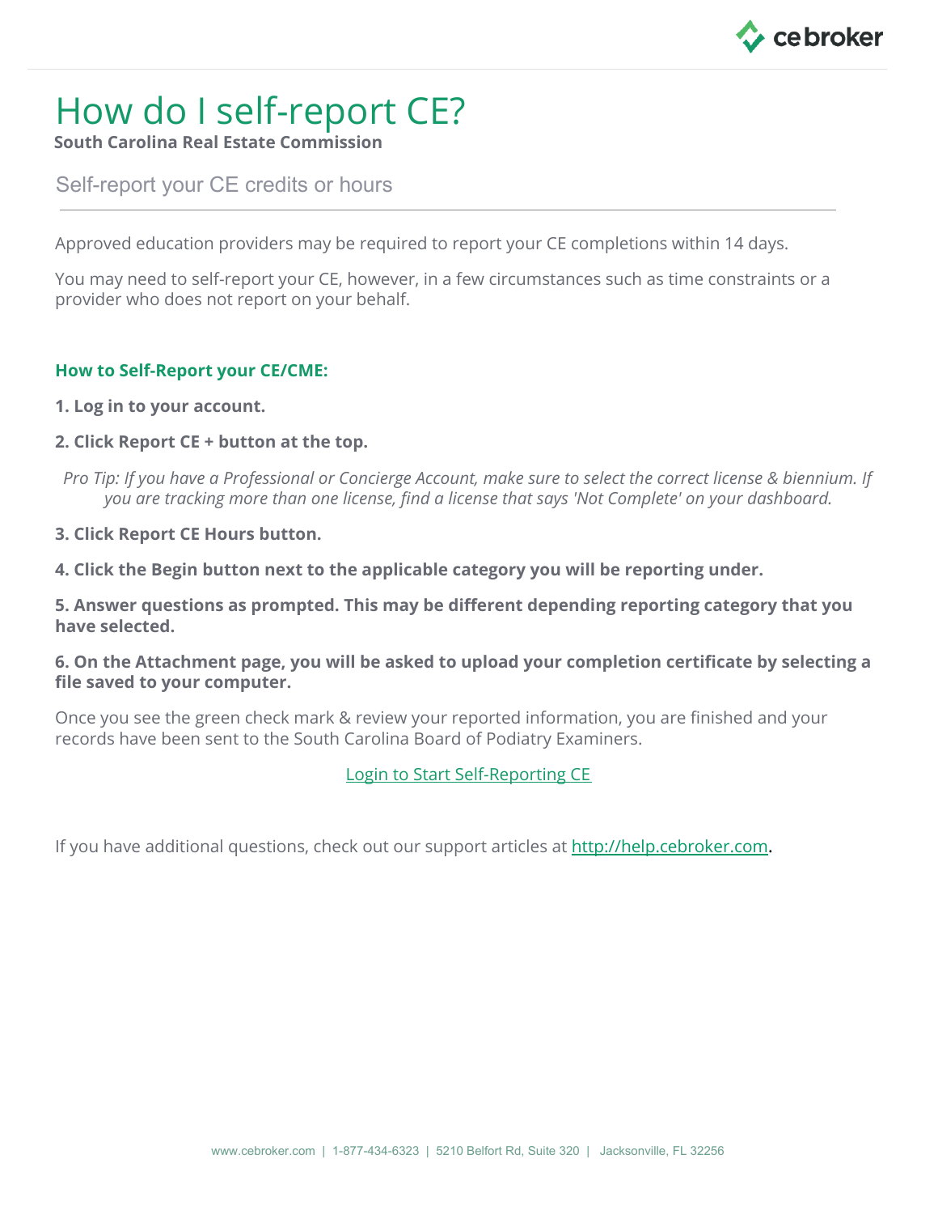# How do I self-report CE?

**South Carolina Real Estate Commission**

## Self-report your CE credits or hours

Approved education providers may be required to report your CE completions within 14 days.

You may need to self-report your CE, however, in a few circumstances such as time constraints or a provider who does not report on your behalf.

### How to Self-Report your CE/CME:

**1. Log in to your account.**

**2. Click Report CE + button at the top.**

*Pro Tip: If you have a Professional or Concierge Account, make sure to select the correct license & biennium. If you are tracking more than one license, find a license that says 'Not Complete' on your dashboard.*

**3. Click Report CE Hours button.**

**4. Click the Begin button next to the applicable category you will be reporting under.**

**5. Answer questions as prompted. This may be different depending reporting category that you have selected.**

**6. On the Attachment page, you will be asked to upload your completion certificate by selecting a file saved to your computer.**

Once you see the green check mark & review your reported information, you are finished and your records have been sent to the South Carolina Board of Podiatry Examiners.

Login to Start Self-Reporting CE

If you have additional questions, check out our support articles at http://help.cebroker.com.

www.cebroker.com | 1-877-434-6323 | 5210 Belfort Rd, Suite 320 | Jacksonville, FL 32256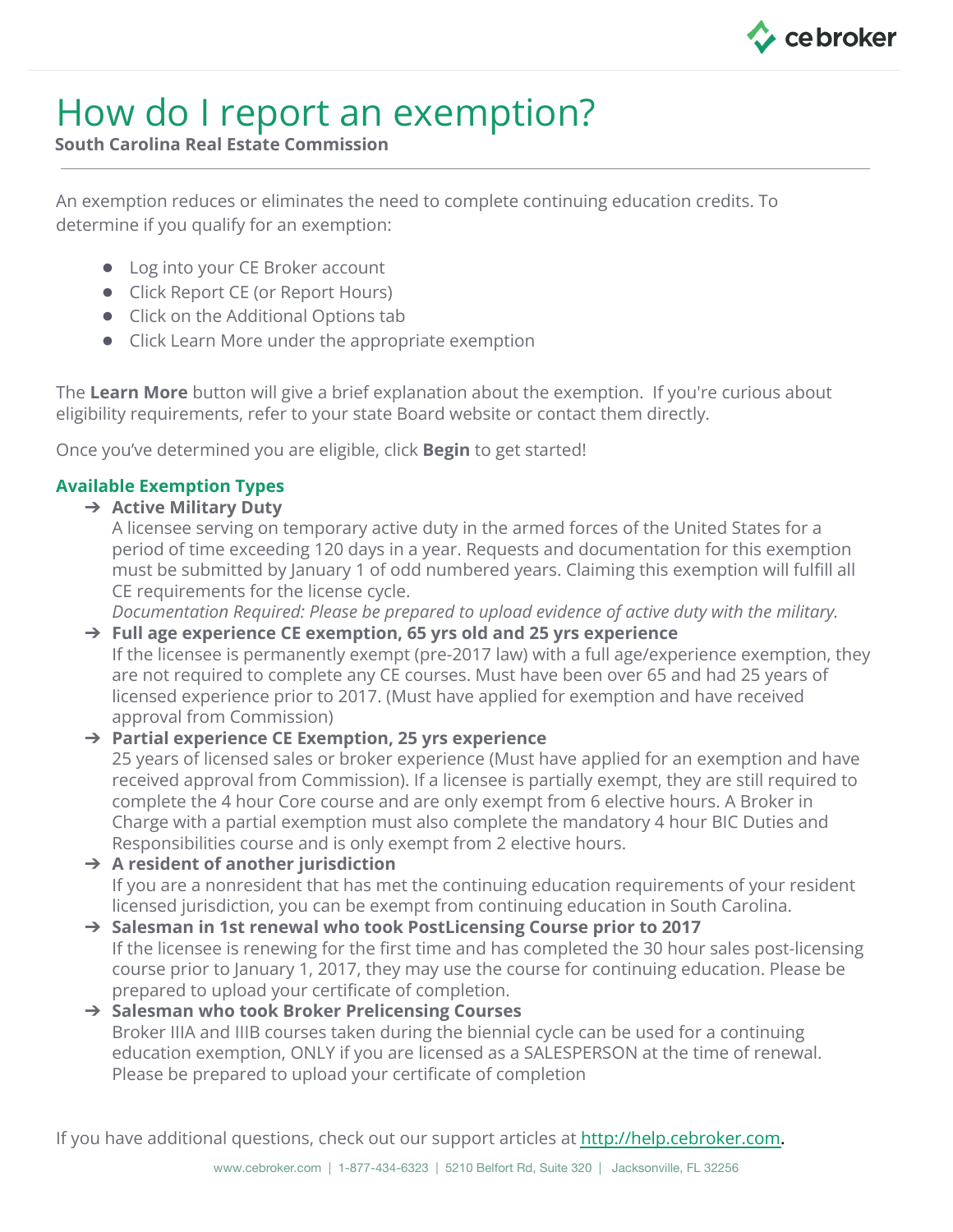# How do I report an exemption?

**South Carolina Real Estate Commission**

---

An exemption reduces or eliminates the need to complete continuing education credits. To determine if you qualify for an exemption:

- Log into your CE Broker account
- Click Report CE (or Report Hours)
- Click on the Additional Options tab
- Click Learn More under the appropriate exemption

The **Learn More** button will give a brief explanation about the exemption. If you're curious about eligibility requirements, refer to your state Board website or contact them directly.

Once you've determined you are eligible, click **Begin** to get started!

### Available Exemption Types

- **Active Military Duty**
  A licensee serving on temporary active duty in the armed forces of the United States for a period of time exceeding 120 days in a year. Requests and documentation for this exemption must be submitted by January 1 of odd numbered years. Claiming this exemption will fulfill all CE requirements for the license cycle.
  *Documentation Required: Please be prepared to upload evidence of active duty with the military.*
- **Full age experience CE exemption, 65 yrs old and 25 yrs experience**
  If the licensee is permanently exempt (pre-2017 law) with a full age/experience exemption, they are not required to complete any CE courses. Must have been over 65 and had 25 years of licensed experience prior to 2017. (Must have applied for exemption and have received approval from Commission)
- **Partial experience CE Exemption, 25 yrs experience**
  25 years of licensed sales or broker experience (Must have applied for an exemption and have received approval from Commission). If a licensee is partially exempt, they are still required to complete the 4 hour Core course and are only exempt from 6 elective hours. A Broker in Charge with a partial exemption must also complete the mandatory 4 hour BIC Duties and Responsibilities course and is only exempt from 2 elective hours.
- **A resident of another jurisdiction**
  If you are a nonresident that has met the continuing education requirements of your resident licensed jurisdiction, you can be exempt from continuing education in South Carolina.
- **Salesman in 1st renewal who took PostLicensing Course prior to 2017**
  If the licensee is renewing for the first time and has completed the 30 hour sales post-licensing course prior to January 1, 2017, they may use the course for continuing education. Please be prepared to upload your certificate of completion.
- **Salesman who took Broker Prelicensing Courses**
  Broker IIIA and IIIB courses taken during the biennial cycle can be used for a continuing education exemption, ONLY if you are licensed as a SALESPERSON at the time of renewal. Please be prepared to upload your certificate of completion

If you have additional questions, check out our support articles at http://help.cebroker.com.